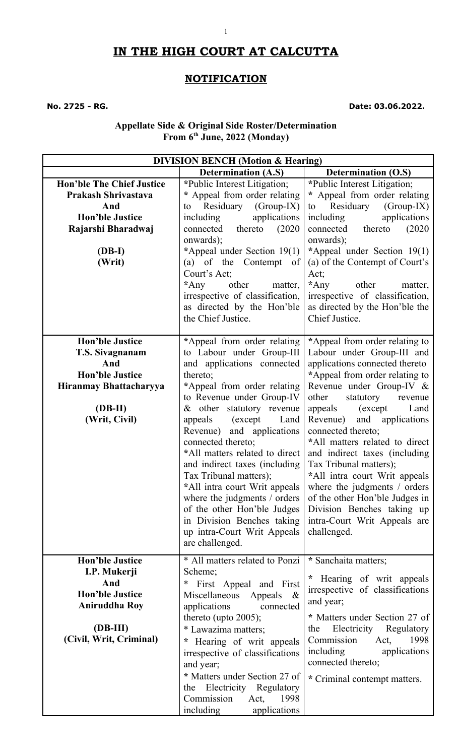# IN THE HIGH COURT AT CALCUTTA

## NOTIFICATION

**No. 2725 - RG.** **Date: 03.06.2022.**

**Appellate Side & Original Side Roster/Determination**
**From 6th June, 2022 (Monday)**

| DIVISION BENCH (Motion & Hearing) | | |
|---|---|---|
| | **Determination (A.S)** | **Determination (O.S)** |
| **Hon'ble The Chief Justice Prakash Shrivastava And Hon'ble Justice Rajarshi Bharadwaj** <br><br> **(DB-I)** <br> **(Writ)** | *Public Interest Litigation; <br> * Appeal from order relating to Residuary (Group-IX) including applications connected thereto (2020 onwards); <br> *Appeal under Section 19(1) (a) of the Contempt of Court's Act; <br> *Any other matter, irrespective of classification, as directed by the Hon'ble the Chief Justice. | *Public Interest Litigation; <br> * Appeal from order relating to Residuary (Group-IX) including applications connected thereto (2020 onwards); <br> *Appeal under Section 19(1) (a) of the Contempt of Court's Act; <br> *Any other matter, irrespective of classification, as directed by the Hon'ble the Chief Justice. |
| **Hon'ble Justice T.S. Sivagnanam And Hon'ble Justice Hiranmay Bhattacharyya** <br><br> **(DB-II)** <br> **(Writ, Civil)** | *Appeal from order relating to Labour under Group-III and applications connected thereto; <br> *Appeal from order relating to Revenue under Group-IV & other statutory revenue appeals (except Land Revenue) and applications connected thereto; <br> *All matters related to direct and indirect taxes (including Tax Tribunal matters); <br> *All intra court Writ appeals where the judgments / orders of the other Hon'ble Judges in Division Benches taking up intra-Court Writ Appeals are challenged. | *Appeal from order relating to Labour under Group-III and applications connected thereto <br> *Appeal from order relating to Revenue under Group-IV & other statutory revenue appeals (except Land Revenue) and applications connected thereto; <br> *All matters related to direct and indirect taxes (including Tax Tribunal matters); <br> *All intra court Writ appeals where the judgments / orders of the other Hon'ble Judges in Division Benches taking up intra-Court Writ Appeals are challenged. |
| **Hon'ble Justice I.P. Mukerji And Hon'ble Justice Aniruddha Roy** <br><br> **(DB-III)** <br> **(Civil, Writ, Criminal)** | * All matters related to Ponzi Scheme; <br> * First Appeal and First Miscellaneous Appeals & applications connected thereto (upto 2005); <br> * Lawazima matters; <br> * Hearing of writ appeals irrespective of classifications and year; <br> * Matters under Section 27 of the Electricity Regulatory Commission Act, 1998 including applications | * Sanchaita matters; <br> * Hearing of writ appeals irrespective of classifications and year; <br> * Matters under Section 27 of the Electricity Regulatory Commission Act, 1998 including applications connected thereto; <br> * Criminal contempt matters. |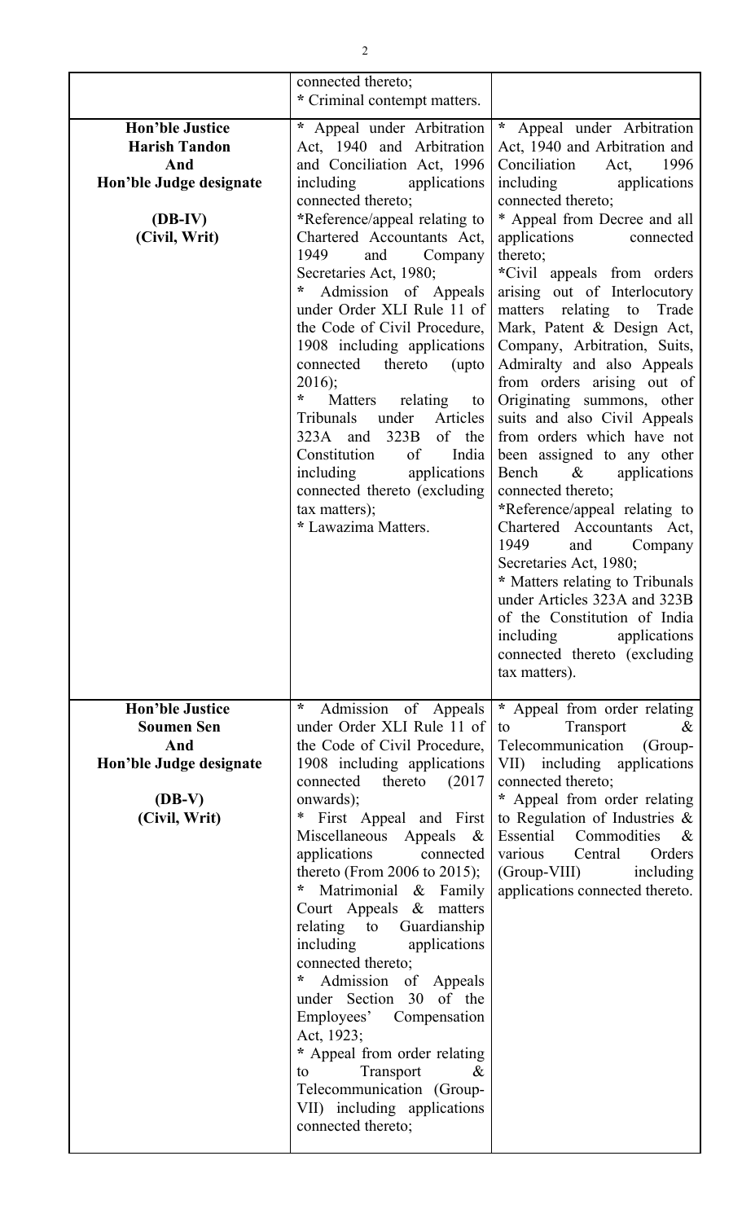| | | |
|---|---|---|
| | connected thereto;<br>* Criminal contempt matters. | |
| **Hon'ble Justice Harish Tandon And Hon'ble Judge designate (DB-IV) (Civil, Writ)** | * Appeal under Arbitration Act, 1940 and Arbitration and Conciliation Act, 1996 including applications connected thereto;<br>*Reference/appeal relating to Chartered Accountants Act, 1949 and Company Secretaries Act, 1980;<br>* Admission of Appeals under Order XLI Rule 11 of the Code of Civil Procedure, 1908 including applications connected thereto (upto 2016);<br>* Matters relating to Tribunals under Articles 323A and 323B of the Constitution of India including applications connected thereto (excluding tax matters);<br>* Lawazima Matters. | * Appeal under Arbitration Act, 1940 and Arbitration and Conciliation Act, 1996 including applications connected thereto;<br>* Appeal from Decree and all applications connected thereto;<br>*Civil appeals from orders arising out of Interlocutory matters relating to Trade Mark, Patent & Design Act, Company, Arbitration, Suits, Admiralty and also Appeals from orders arising out of Originating summons, other suits and also Civil Appeals from orders which have not been assigned to any other Bench & applications connected thereto;<br>*Reference/appeal relating to Chartered Accountants Act, 1949 and Company Secretaries Act, 1980;<br>* Matters relating to Tribunals under Articles 323A and 323B of the Constitution of India including applications connected thereto (excluding tax matters). |
| **Hon'ble Justice Soumen Sen And Hon'ble Judge designate (DB-V) (Civil, Writ)** | * Admission of Appeals under Order XLI Rule 11 of the Code of Civil Procedure, 1908 including applications connected thereto (2017 onwards);<br>* First Appeal and First Miscellaneous Appeals & applications connected thereto (From 2006 to 2015);<br>* Matrimonial & Family Court Appeals & matters relating to Guardianship including applications connected thereto;<br>* Admission of Appeals under Section 30 of the Employees' Compensation Act, 1923;<br>* Appeal from order relating to Transport & Telecommunication (Group-VII) including applications connected thereto; | * Appeal from order relating to Transport & Telecommunication (Group-VII) including applications connected thereto;<br>* Appeal from order relating to Regulation of Industries & Essential Commodities & various Central Orders (Group-VIII) including applications connected thereto. |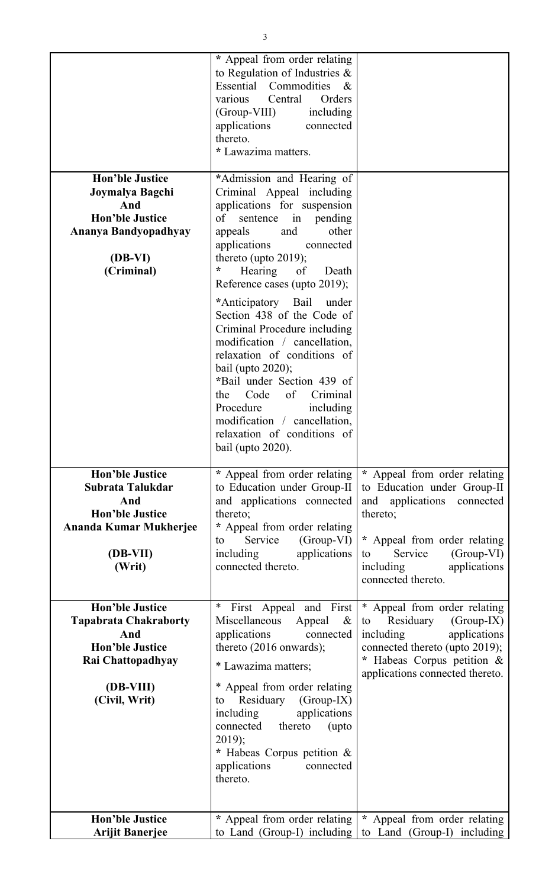| | | |
|---|---|---|
| | * Appeal from order relating to Regulation of Industries & Essential Commodities & various Central Orders (Group-VIII) including applications connected thereto.<br>* Lawazima matters. | |
| **Hon'ble Justice Joymalya Bagchi And Hon'ble Justice Ananya Bandyopadhyay**<br><br>**(DB-VI)**<br>**(Criminal)** | *Admission and Hearing of Criminal Appeal including applications for suspension of sentence in pending appeals and other applications connected thereto (upto 2019);<br>* Hearing of Death Reference cases (upto 2019);<br><br>*Anticipatory Bail under Section 438 of the Code of Criminal Procedure including modification / cancellation, relaxation of conditions of bail (upto 2020);<br>*Bail under Section 439 of the Code of Criminal Procedure including modification / cancellation, relaxation of conditions of bail (upto 2020). | |
| **Hon'ble Justice Subrata Talukdar And Hon'ble Justice Ananda Kumar Mukherjee**<br><br>**(DB-VII)**<br>**(Writ)** | * Appeal from order relating to Education under Group-II and applications connected thereto;<br>* Appeal from order relating to Service (Group-VI) including applications connected thereto. | * Appeal from order relating to Education under Group-II and applications connected thereto;<br><br>* Appeal from order relating to Service (Group-VI) including applications connected thereto. |
| **Hon'ble Justice Tapabrata Chakraborty And Hon'ble Justice Rai Chattopadhyay**<br><br>**(DB-VIII)**<br>**(Civil, Writ)** | * First Appeal and First Miscellaneous Appeal & applications connected thereto (2016 onwards);<br><br>* Lawazima matters;<br><br>* Appeal from order relating to Residuary (Group-IX) including applications connected thereto (upto 2019);<br>* Habeas Corpus petition & applications connected thereto. | * Appeal from order relating to Residuary (Group-IX) including applications connected thereto (upto 2019);<br>* Habeas Corpus petition & applications connected thereto. |
| **Hon'ble Justice Arijit Banerjee** | * Appeal from order relating to Land (Group-I) including | * Appeal from order relating to Land (Group-I) including |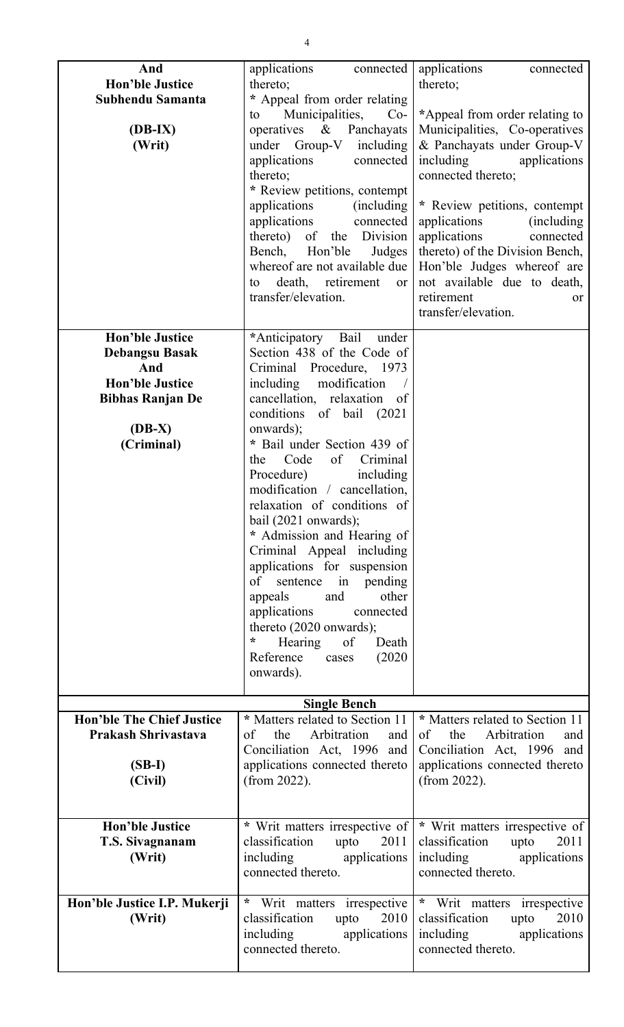| | | |
|---|---|---|
| **And Hon'ble Justice Subhendu Samanta (DB-IX) (Writ)** | applications connected thereto; * Appeal from order relating to Municipalities, Co-operatives & Panchayats under Group-V including applications connected thereto; * Review petitions, contempt applications (including applications connected thereto) of the Division Bench, Hon'ble Judges whereof are not available due to death, retirement or transfer/elevation. | applications connected thereto; *Appeal from order relating to Municipalities, Co-operatives & Panchayats under Group-V including applications connected thereto; * Review petitions, contempt applications (including applications connected thereto) of the Division Bench, Hon'ble Judges whereof are not available due to death, retirement or transfer/elevation. |
| **Hon'ble Justice Debangsu Basak And Hon'ble Justice Bibhas Ranjan De (DB-X) (Criminal)** | *Anticipatory Bail under Section 438 of the Code of Criminal Procedure, 1973 including modification / cancellation, relaxation of conditions of bail (2021 onwards); * Bail under Section 439 of the Code of Criminal Procedure) including modification / cancellation, relaxation of conditions of bail (2021 onwards); * Admission and Hearing of Criminal Appeal including applications for suspension of sentence in pending appeals and other applications connected thereto (2020 onwards); * Hearing of Death Reference cases (2020 onwards). | |
| | **Single Bench** | |
| **Hon'ble The Chief Justice Prakash Shrivastava (SB-I) (Civil)** | * Matters related to Section 11 of the Arbitration and Conciliation Act, 1996 and applications connected thereto (from 2022). | * Matters related to Section 11 of the Arbitration and Conciliation Act, 1996 and applications connected thereto (from 2022). |
| **Hon'ble Justice T.S. Sivagnanam (Writ)** | * Writ matters irrespective of classification upto 2011 including applications connected thereto. | * Writ matters irrespective of classification upto 2011 including applications connected thereto. |
| **Hon'ble Justice I.P. Mukerji (Writ)** | * Writ matters irrespective classification upto 2010 including applications connected thereto. | * Writ matters irrespective classification upto 2010 including applications connected thereto. |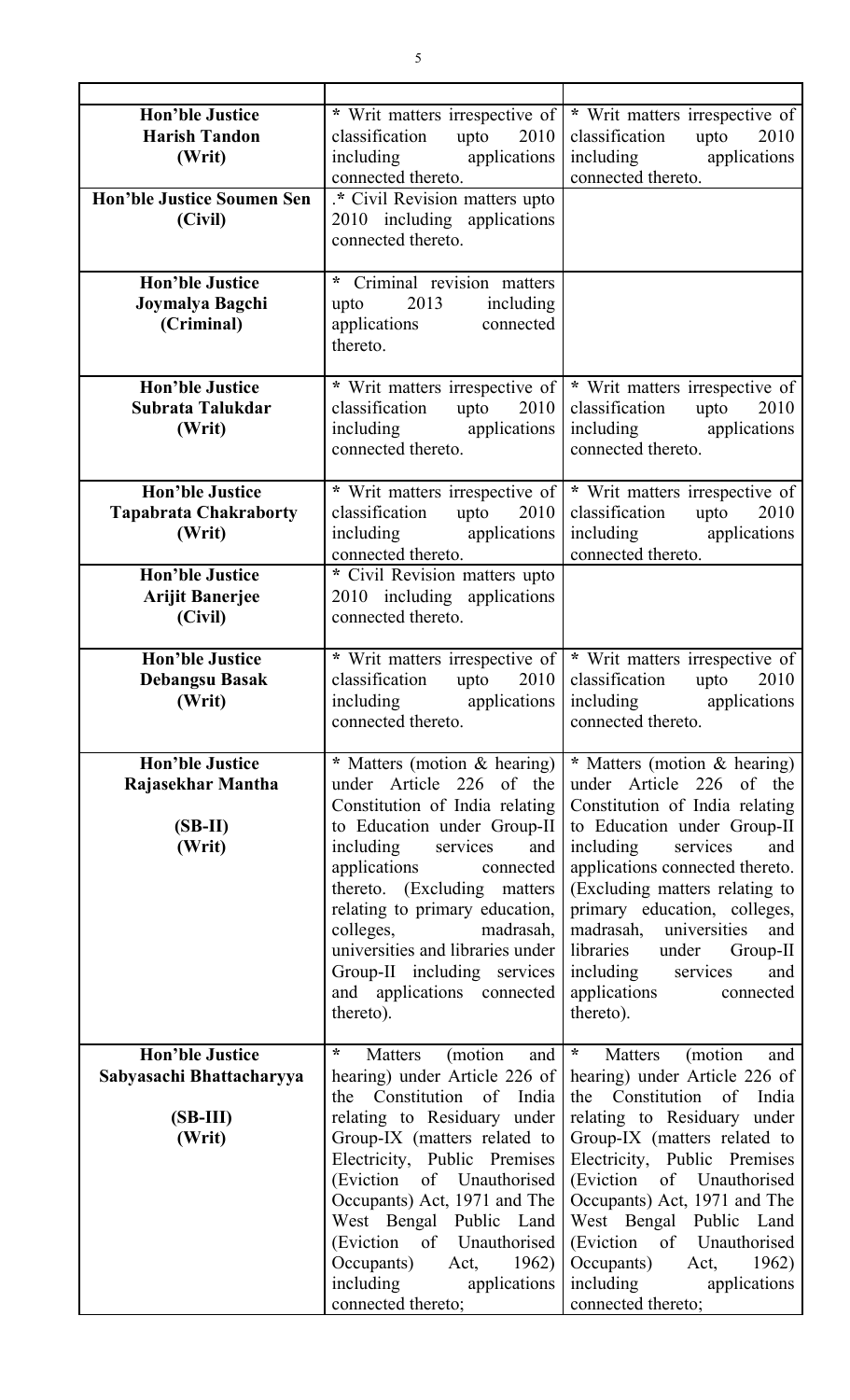| | | |
|---|---|---|
| **Hon'ble Justice Harish Tandon (Writ)** | * Writ matters irrespective of classification upto 2010 including applications connected thereto. | * Writ matters irrespective of classification upto 2010 including applications connected thereto. |
| **Hon'ble Justice Soumen Sen (Civil)** | .* Civil Revision matters upto 2010 including applications connected thereto. | |
| **Hon'ble Justice Joymalya Bagchi (Criminal)** | * Criminal revision matters upto 2013 including applications connected thereto. | |
| **Hon'ble Justice Subrata Talukdar (Writ)** | * Writ matters irrespective of classification upto 2010 including applications connected thereto. | * Writ matters irrespective of classification upto 2010 including applications connected thereto. |
| **Hon'ble Justice Tapabrata Chakraborty (Writ)** | * Writ matters irrespective of classification upto 2010 including applications connected thereto. | * Writ matters irrespective of classification upto 2010 including applications connected thereto. |
| **Hon'ble Justice Arijit Banerjee (Civil)** | * Civil Revision matters upto 2010 including applications connected thereto. | |
| **Hon'ble Justice Debangsu Basak (Writ)** | * Writ matters irrespective of classification upto 2010 including applications connected thereto. | * Writ matters irrespective of classification upto 2010 including applications connected thereto. |
| **Hon'ble Justice Rajasekhar Mantha (SB-II) (Writ)** | * Matters (motion & hearing) under Article 226 of the Constitution of India relating to Education under Group-II including services and applications connected thereto. (Excluding matters relating to primary education, colleges, madrasah, universities and libraries under Group-II including services and applications connected thereto). | * Matters (motion & hearing) under Article 226 of the Constitution of India relating to Education under Group-II including services and applications connected thereto. (Excluding matters relating to primary education, colleges, madrasah, universities and libraries under Group-II including services and applications connected thereto). |
| **Hon'ble Justice Sabyasachi Bhattacharyya (SB-III) (Writ)** | * Matters (motion and hearing) under Article 226 of the Constitution of India relating to Residuary under Group-IX (matters related to Electricity, Public Premises (Eviction of Unauthorised Occupants) Act, 1971 and The West Bengal Public Land (Eviction of Unauthorised Occupants) Act, 1962) including applications connected thereto; | * Matters (motion and hearing) under Article 226 of the Constitution of India relating to Residuary under Group-IX (matters related to Electricity, Public Premises (Eviction of Unauthorised Occupants) Act, 1971 and The West Bengal Public Land (Eviction of Unauthorised Occupants) Act, 1962) including applications connected thereto; |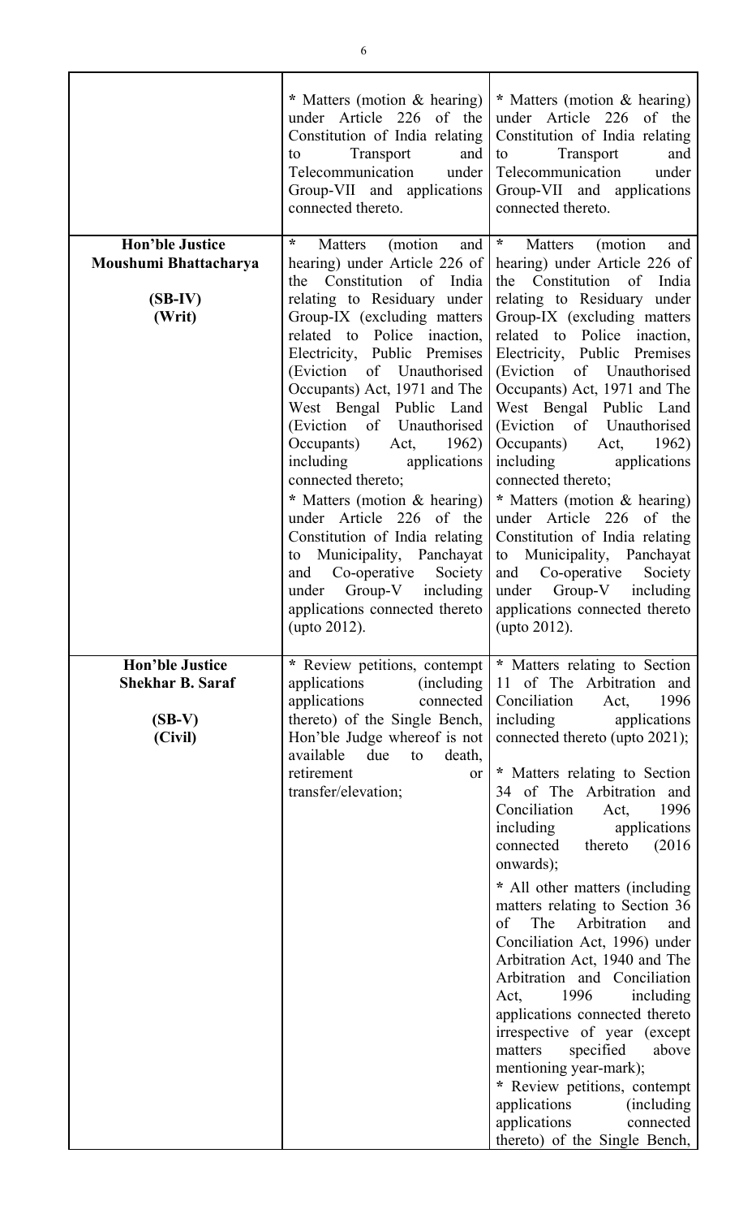| | | |
|---|---|---|
| | * Matters (motion & hearing) under Article 226 of the Constitution of India relating to Transport and Telecommunication under Group-VII and applications connected thereto. | * Matters (motion & hearing) under Article 226 of the Constitution of India relating to Transport and Telecommunication under Group-VII and applications connected thereto. |
| **Hon'ble Justice Moushumi Bhattacharya**<br><br>**(SB-IV)**<br>**(Writ)** | * Matters (motion and hearing) under Article 226 of the Constitution of India relating to Residuary under Group-IX (excluding matters related to Police inaction, Electricity, Public Premises (Eviction of Unauthorised Occupants) Act, 1971 and The West Bengal Public Land (Eviction of Unauthorised Occupants) Act, 1962) including applications connected thereto;<br>* Matters (motion & hearing) under Article 226 of the Constitution of India relating to Municipality, Panchayat and Co-operative Society under Group-V including applications connected thereto (upto 2012). | * Matters (motion and hearing) under Article 226 of the Constitution of India relating to Residuary under Group-IX (excluding matters related to Police inaction, Electricity, Public Premises (Eviction of Unauthorised Occupants) Act, 1971 and The West Bengal Public Land (Eviction of Unauthorised Occupants) Act, 1962) including applications connected thereto;<br>* Matters (motion & hearing) under Article 226 of the Constitution of India relating to Municipality, Panchayat and Co-operative Society under Group-V including applications connected thereto (upto 2012). |
| **Hon'ble Justice Shekhar B. Saraf**<br><br>**(SB-V)**<br>**(Civil)** | * Review petitions, contempt applications (including applications connected thereto) of the Single Bench, Hon'ble Judge whereof is not available due to death, retirement or transfer/elevation; | * Matters relating to Section 11 of The Arbitration and Conciliation Act, 1996 including applications connected thereto (upto 2021);<br><br>* Matters relating to Section 34 of The Arbitration and Conciliation Act, 1996 including applications connected thereto (2016 onwards);<br><br>* All other matters (including matters relating to Section 36 of The Arbitration and Conciliation Act, 1996) under Arbitration Act, 1940 and The Arbitration and Conciliation Act, 1996 including applications connected thereto irrespective of year (except matters specified above mentioning year-mark);<br>* Review petitions, contempt applications (including applications connected thereto) of the Single Bench, |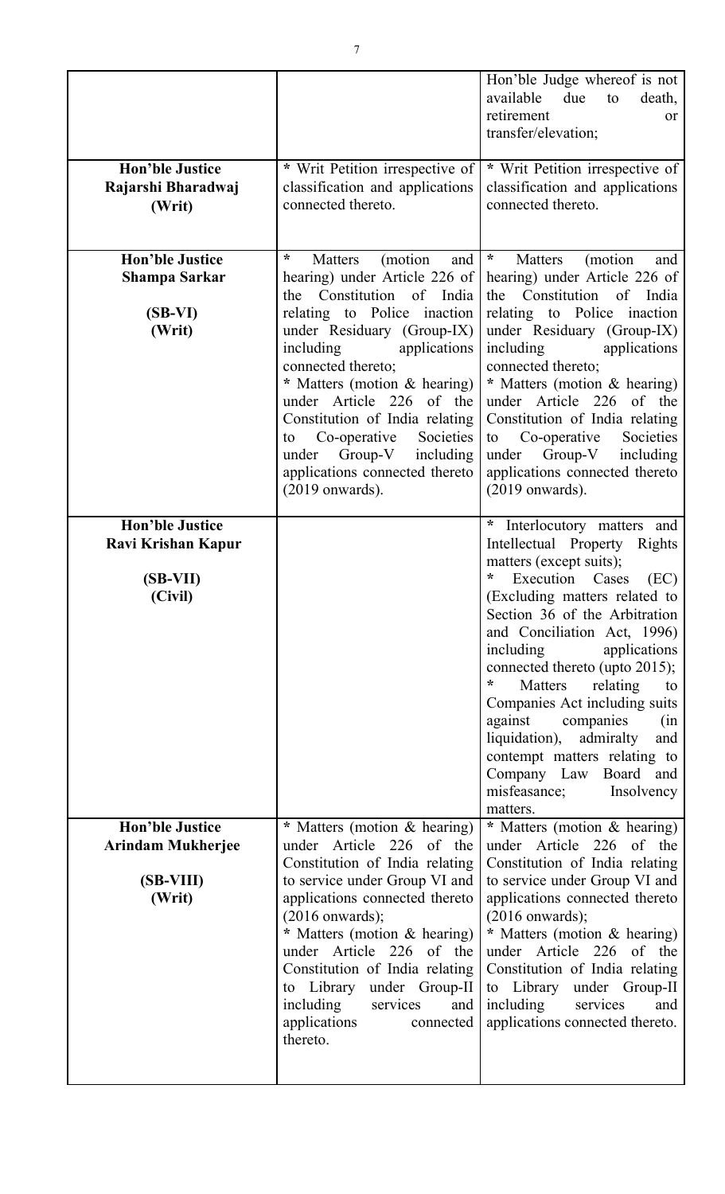| | | |
|---|---|---|
| | | Hon'ble Judge whereof is not available due to death, retirement or transfer/elevation; |
| **Hon'ble Justice Rajarshi Bharadwaj (Writ)** | * Writ Petition irrespective of classification and applications connected thereto. | * Writ Petition irrespective of classification and applications connected thereto. |
| **Hon'ble Justice Shampa Sarkar (SB-VI) (Writ)** | * Matters (motion and hearing) under Article 226 of the Constitution of India relating to Police inaction under Residuary (Group-IX) including applications connected thereto;<br>* Matters (motion & hearing) under Article 226 of the Constitution of India relating to Co-operative Societies under Group-V including applications connected thereto (2019 onwards). | * Matters (motion and hearing) under Article 226 of the Constitution of India relating to Police inaction under Residuary (Group-IX) including applications connected thereto;<br>* Matters (motion & hearing) under Article 226 of the Constitution of India relating to Co-operative Societies under Group-V including applications connected thereto (2019 onwards). |
| **Hon'ble Justice Ravi Krishan Kapur (SB-VII) (Civil)** | | * Interlocutory matters and Intellectual Property Rights matters (except suits);<br>* Execution Cases (EC) (Excluding matters related to Section 36 of the Arbitration and Conciliation Act, 1996) including applications connected thereto (upto 2015);<br>* Matters relating to Companies Act including suits against companies (in liquidation), admiralty and contempt matters relating to Company Law Board and misfeasance; Insolvency matters. |
| **Hon'ble Justice Arindam Mukherjee (SB-VIII) (Writ)** | * Matters (motion & hearing) under Article 226 of the Constitution of India relating to service under Group VI and applications connected thereto (2016 onwards);<br>* Matters (motion & hearing) under Article 226 of the Constitution of India relating to Library under Group-II including services and applications connected thereto. | * Matters (motion & hearing) under Article 226 of the Constitution of India relating to service under Group VI and applications connected thereto (2016 onwards);<br>* Matters (motion & hearing) under Article 226 of the Constitution of India relating to Library under Group-II including services and applications connected thereto. |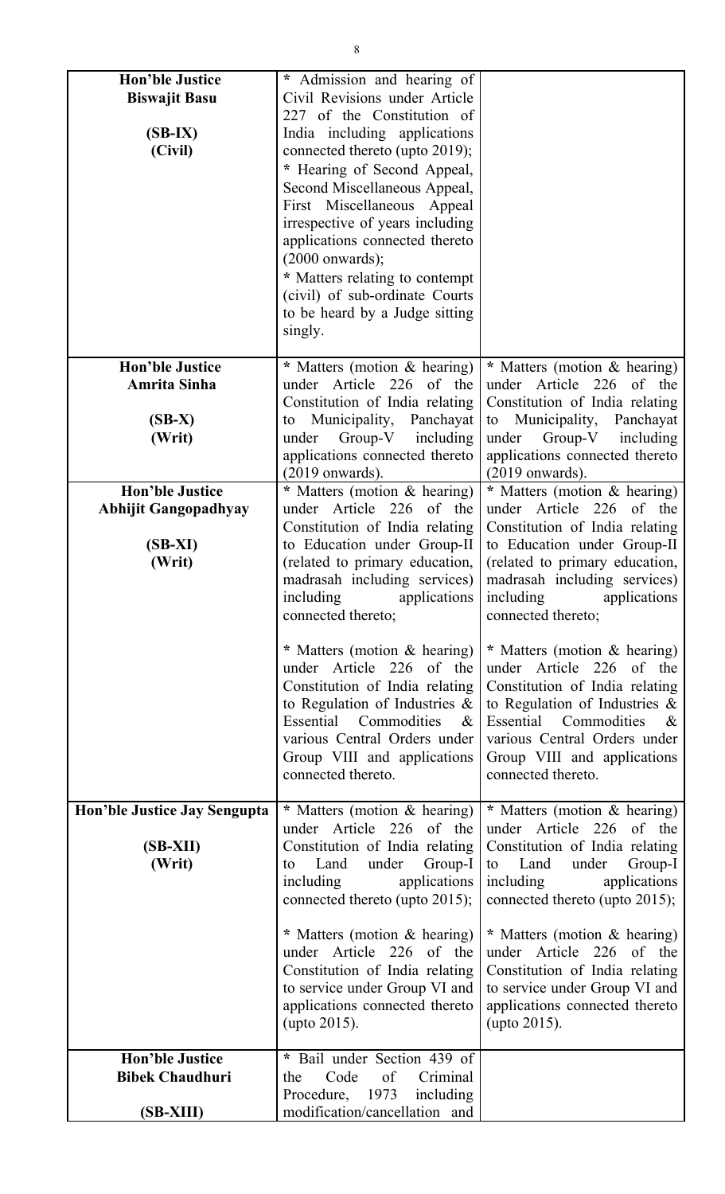| | | |
|---|---|---|
| **Hon'ble Justice Biswajit Basu** <br><br> **(SB-IX)** <br> **(Civil)** | * Admission and hearing of Civil Revisions under Article 227 of the Constitution of India including applications connected thereto (upto 2019); <br> * Hearing of Second Appeal, Second Miscellaneous Appeal, First Miscellaneous Appeal irrespective of years including applications connected thereto (2000 onwards); <br> * Matters relating to contempt (civil) of sub-ordinate Courts to be heard by a Judge sitting singly. | |
| **Hon'ble Justice Amrita Sinha** <br><br> **(SB-X)** <br> **(Writ)** | * Matters (motion & hearing) under Article 226 of the Constitution of India relating to Municipality, Panchayat under Group-V including applications connected thereto (2019 onwards). | * Matters (motion & hearing) under Article 226 of the Constitution of India relating to Municipality, Panchayat under Group-V including applications connected thereto (2019 onwards). |
| **Hon'ble Justice Abhijit Gangopadhyay** <br><br> **(SB-XI)** <br> **(Writ)** | * Matters (motion & hearing) under Article 226 of the Constitution of India relating to Education under Group-II (related to primary education, madrasah including services) including applications connected thereto; <br><br> * Matters (motion & hearing) under Article 226 of the Constitution of India relating to Regulation of Industries & Essential Commodities & various Central Orders under Group VIII and applications connected thereto. | * Matters (motion & hearing) under Article 226 of the Constitution of India relating to Education under Group-II (related to primary education, madrasah including services) including applications connected thereto; <br><br> * Matters (motion & hearing) under Article 226 of the Constitution of India relating to Regulation of Industries & Essential Commodities & various Central Orders under Group VIII and applications connected thereto. |
| **Hon'ble Justice Jay Sengupta** <br><br> **(SB-XII)** <br> **(Writ)** | * Matters (motion & hearing) under Article 226 of the Constitution of India relating to Land under Group-I including applications connected thereto (upto 2015); <br><br> * Matters (motion & hearing) under Article 226 of the Constitution of India relating to service under Group VI and applications connected thereto (upto 2015). | * Matters (motion & hearing) under Article 226 of the Constitution of India relating to Land under Group-I including applications connected thereto (upto 2015); <br><br> * Matters (motion & hearing) under Article 226 of the Constitution of India relating to service under Group VI and applications connected thereto (upto 2015). |
| **Hon'ble Justice Bibek Chaudhuri** <br><br> **(SB-XIII)** | * Bail under Section 439 of the Code of Criminal Procedure, 1973 including modification/cancellation and | |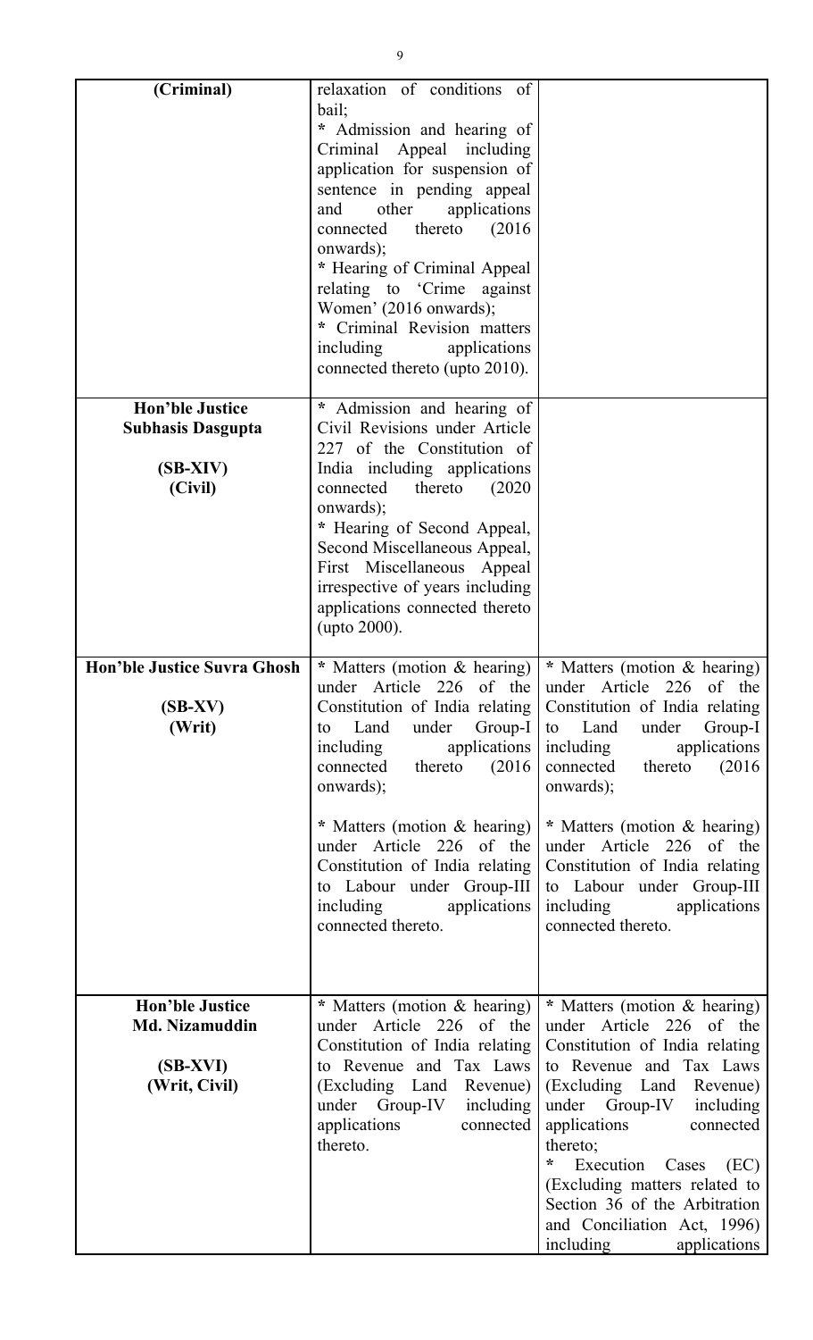| | | |
|---|---|---|
| **(Criminal)** | relaxation of conditions of bail;<br>* Admission and hearing of Criminal Appeal including application for suspension of sentence in pending appeal and other applications connected thereto (2016 onwards);<br>* Hearing of Criminal Appeal relating to 'Crime against Women' (2016 onwards);<br>* Criminal Revision matters including applications connected thereto (upto 2010). | |
| **Hon'ble Justice Subhasis Dasgupta**<br><br>**(SB-XIV)**<br>**(Civil)** | * Admission and hearing of Civil Revisions under Article 227 of the Constitution of India including applications connected thereto (2020 onwards);<br>* Hearing of Second Appeal, Second Miscellaneous Appeal, First Miscellaneous Appeal irrespective of years including applications connected thereto (upto 2000). | |
| **Hon'ble Justice Suvra Ghosh**<br><br>**(SB-XV)**<br>**(Writ)** | * Matters (motion & hearing) under Article 226 of the Constitution of India relating to Land under Group-I including applications connected thereto (2016 onwards);<br><br>* Matters (motion & hearing) under Article 226 of the Constitution of India relating to Labour under Group-III including applications connected thereto. | * Matters (motion & hearing) under Article 226 of the Constitution of India relating to Land under Group-I including applications connected thereto (2016 onwards);<br><br>* Matters (motion & hearing) under Article 226 of the Constitution of India relating to Labour under Group-III including applications connected thereto. |
| **Hon'ble Justice Md. Nizamuddin**<br><br>**(SB-XVI)**<br>**(Writ, Civil)** | * Matters (motion & hearing) under Article 226 of the Constitution of India relating to Revenue and Tax Laws (Excluding Land Revenue) under Group-IV including applications connected thereto. | * Matters (motion & hearing) under Article 226 of the Constitution of India relating to Revenue and Tax Laws (Excluding Land Revenue) under Group-IV including applications connected thereto;<br>* Execution Cases (EC) (Excluding matters related to Section 36 of the Arbitration and Conciliation Act, 1996) including applications |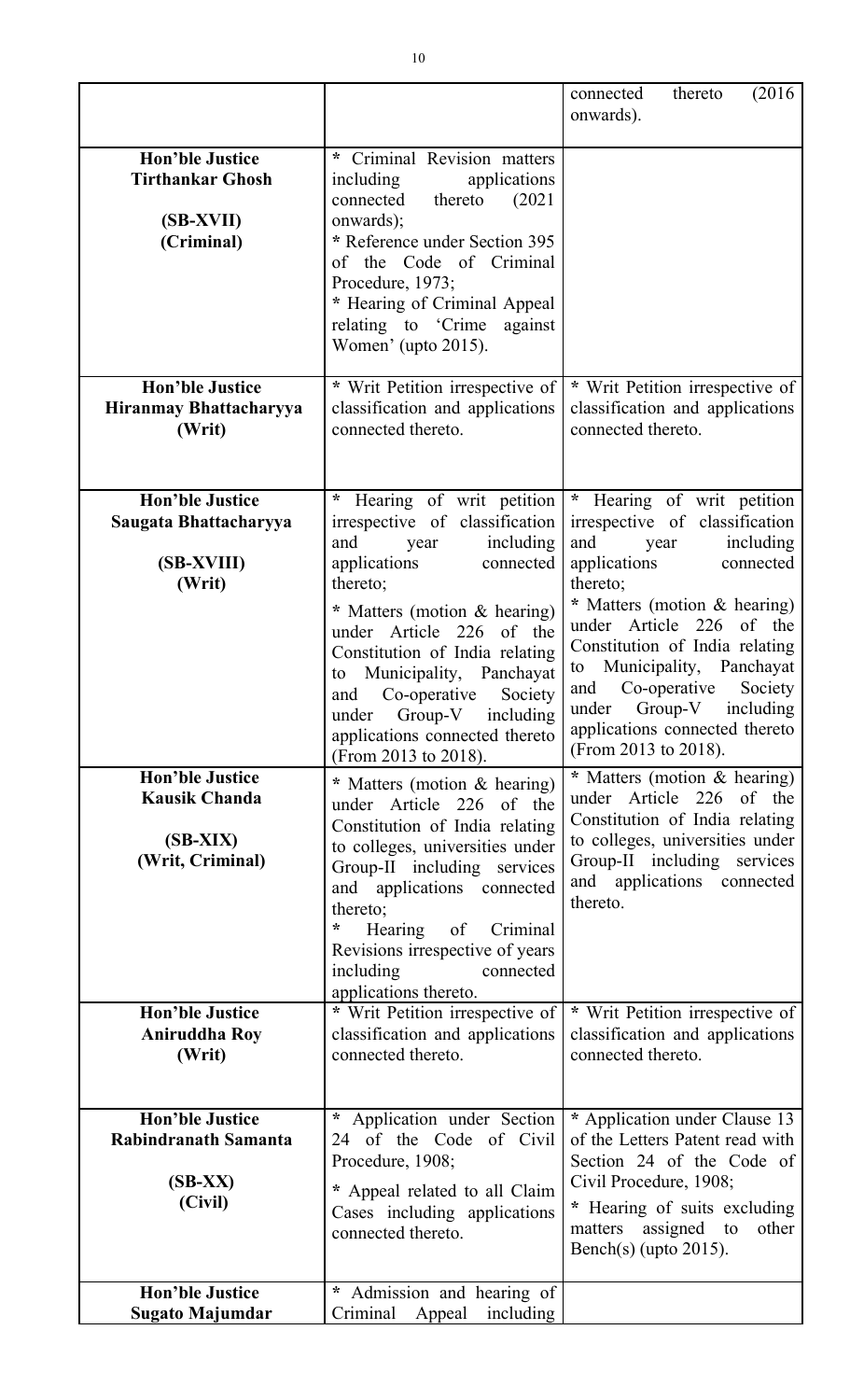| | | |
|---|---|---|
| | | connected thereto (2016 onwards). |
| **Hon'ble Justice Tirthankar Ghosh**<br><br>**(SB-XVII)**<br>**(Criminal)** | * Criminal Revision matters including applications connected thereto (2021 onwards);<br>* Reference under Section 395 of the Code of Criminal Procedure, 1973;<br>* Hearing of Criminal Appeal relating to 'Crime against Women' (upto 2015). | |
| **Hon'ble Justice Hiranmay Bhattacharyya**<br>**(Writ)** | * Writ Petition irrespective of classification and applications connected thereto. | * Writ Petition irrespective of classification and applications connected thereto. |
| **Hon'ble Justice Saugata Bhattacharyya**<br><br>**(SB-XVIII)**<br>**(Writ)** | * Hearing of writ petition irrespective of classification and year including applications connected thereto;<br>* Matters (motion & hearing) under Article 226 of the Constitution of India relating to Municipality, Panchayat and Co-operative Society under Group-V including applications connected thereto (From 2013 to 2018). | * Hearing of writ petition irrespective of classification and year including applications connected thereto;<br>* Matters (motion & hearing) under Article 226 of the Constitution of India relating to Municipality, Panchayat and Co-operative Society under Group-V including applications connected thereto (From 2013 to 2018). |
| **Hon'ble Justice Kausik Chanda**<br><br>**(SB-XIX)**<br>**(Writ, Criminal)** | * Matters (motion & hearing) under Article 226 of the Constitution of India relating to colleges, universities under Group-II including services and applications connected thereto;<br>* Hearing of Criminal Revisions irrespective of years including connected applications thereto. | * Matters (motion & hearing) under Article 226 of the Constitution of India relating to colleges, universities under Group-II including services and applications connected thereto. |
| **Hon'ble Justice Aniruddha Roy**<br>**(Writ)** | * Writ Petition irrespective of classification and applications connected thereto. | * Writ Petition irrespective of classification and applications connected thereto. |
| **Hon'ble Justice Rabindranath Samanta**<br><br>**(SB-XX)**<br>**(Civil)** | * Application under Section 24 of the Code of Civil Procedure, 1908;<br>* Appeal related to all Claim Cases including applications connected thereto. | * Application under Clause 13 of the Letters Patent read with Section 24 of the Code of Civil Procedure, 1908;<br>* Hearing of suits excluding matters assigned to other Bench(s) (upto 2015). |
| **Hon'ble Justice Sugato Majumdar** | * Admission and hearing of Criminal Appeal including | |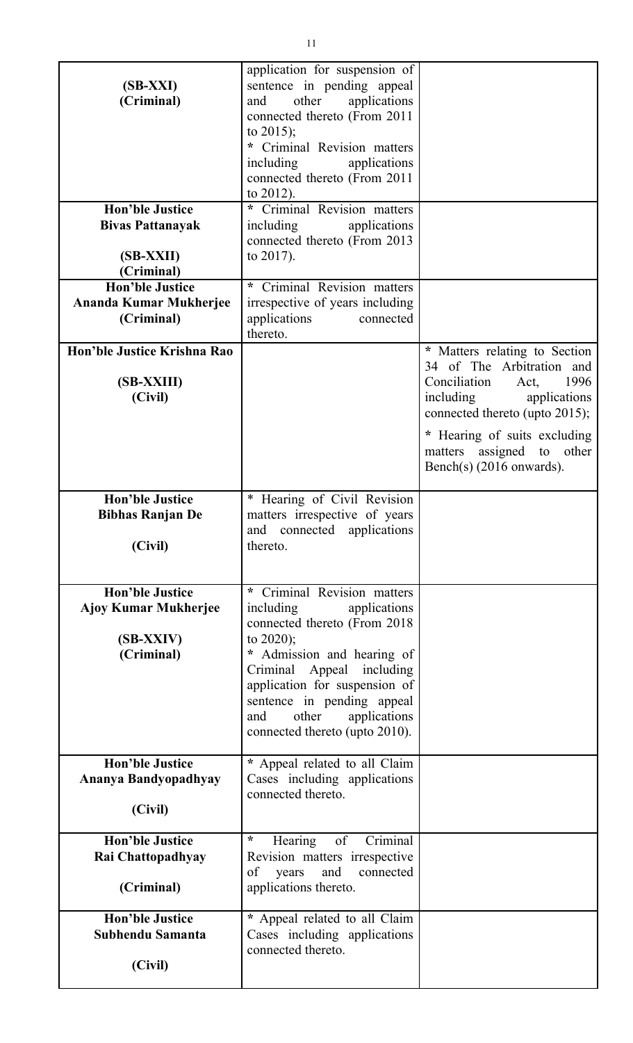| | | |
|---|---|---|
| **(SB-XXI)**<br>**(Criminal)** | application for suspension of sentence in pending appeal and other applications connected thereto (From 2011 to 2015);<br>* Criminal Revision matters including applications connected thereto (From 2011 to 2012). | |
| **Hon'ble Justice**<br>**Bivas Pattanayak**<br><br>**(SB-XXII)**<br>**(Criminal)** | * Criminal Revision matters including applications connected thereto (From 2013 to 2017). | |
| **Hon'ble Justice**<br>**Ananda Kumar Mukherjee**<br>**(Criminal)** | * Criminal Revision matters irrespective of years including applications connected thereto. | |
| **Hon'ble Justice Krishna Rao**<br><br>**(SB-XXIII)**<br>**(Civil)** | | * Matters relating to Section 34 of The Arbitration and Conciliation Act, 1996 including applications connected thereto (upto 2015);<br><br>* Hearing of suits excluding matters assigned to other Bench(s) (2016 onwards). |
| **Hon'ble Justice**<br>**Bibhas Ranjan De**<br><br>**(Civil)** | * Hearing of Civil Revision matters irrespective of years and connected applications thereto. | |
| **Hon'ble Justice**<br>**Ajoy Kumar Mukherjee**<br><br>**(SB-XXIV)**<br>**(Criminal)** | * Criminal Revision matters including applications connected thereto (From 2018 to 2020);<br>* Admission and hearing of Criminal Appeal including application for suspension of sentence in pending appeal and other applications connected thereto (upto 2010). | |
| **Hon'ble Justice**<br>**Ananya Bandyopadhyay**<br><br>**(Civil)** | * Appeal related to all Claim Cases including applications connected thereto. | |
| **Hon'ble Justice**<br>**Rai Chattopadhyay**<br><br>**(Criminal)** | * Hearing of Criminal Revision matters irrespective of years and connected applications thereto. | |
| **Hon'ble Justice**<br>**Subhendu Samanta**<br><br>**(Civil)** | * Appeal related to all Claim Cases including applications connected thereto. | |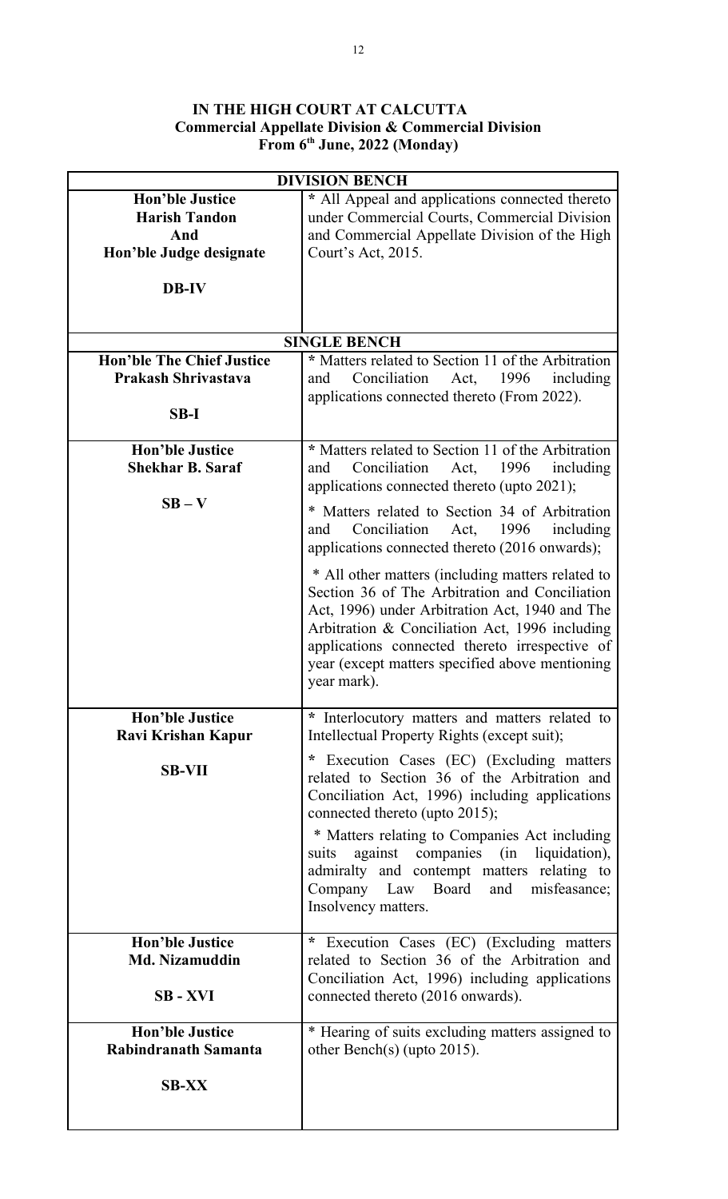**IN THE HIGH COURT AT CALCUTTA**
**Commercial Appellate Division & Commercial Division**
**From 6th June, 2022 (Monday)**

| **DIVISION BENCH** | |
|---|---|
| **Hon'ble Justice Harish Tandon And Hon'ble Judge designate**<br><br>**DB-IV** | * All Appeal and applications connected thereto under Commercial Courts, Commercial Division and Commercial Appellate Division of the High Court's Act, 2015. |
| **SINGLE BENCH** | |
| **Hon'ble The Chief Justice Prakash Shrivastava**<br><br>**SB-I** | * Matters related to Section 11 of the Arbitration and Conciliation Act, 1996 including applications connected thereto (From 2022). |
| **Hon'ble Justice Shekhar B. Saraf**<br><br>**SB – V** | * Matters related to Section 11 of the Arbitration and Conciliation Act, 1996 including applications connected thereto (upto 2021);<br><br>* Matters related to Section 34 of Arbitration and Conciliation Act, 1996 including applications connected thereto (2016 onwards);<br><br>* All other matters (including matters related to Section 36 of The Arbitration and Conciliation Act, 1996) under Arbitration Act, 1940 and The Arbitration & Conciliation Act, 1996 including applications connected thereto irrespective of year (except matters specified above mentioning year mark). |
| **Hon'ble Justice Ravi Krishan Kapur**<br><br>**SB-VII** | * Interlocutory matters and matters related to Intellectual Property Rights (except suit);<br><br>* Execution Cases (EC) (Excluding matters related to Section 36 of the Arbitration and Conciliation Act, 1996) including applications connected thereto (upto 2015);<br><br>* Matters relating to Companies Act including suits against companies (in liquidation), admiralty and contempt matters relating to Company Law Board and misfeasance; Insolvency matters. |
| **Hon'ble Justice Md. Nizamuddin**<br><br>**SB - XVI** | * Execution Cases (EC) (Excluding matters related to Section 36 of the Arbitration and Conciliation Act, 1996) including applications connected thereto (2016 onwards). |
| **Hon'ble Justice Rabindranath Samanta**<br><br>**SB-XX** | * Hearing of suits excluding matters assigned to other Bench(s) (upto 2015). |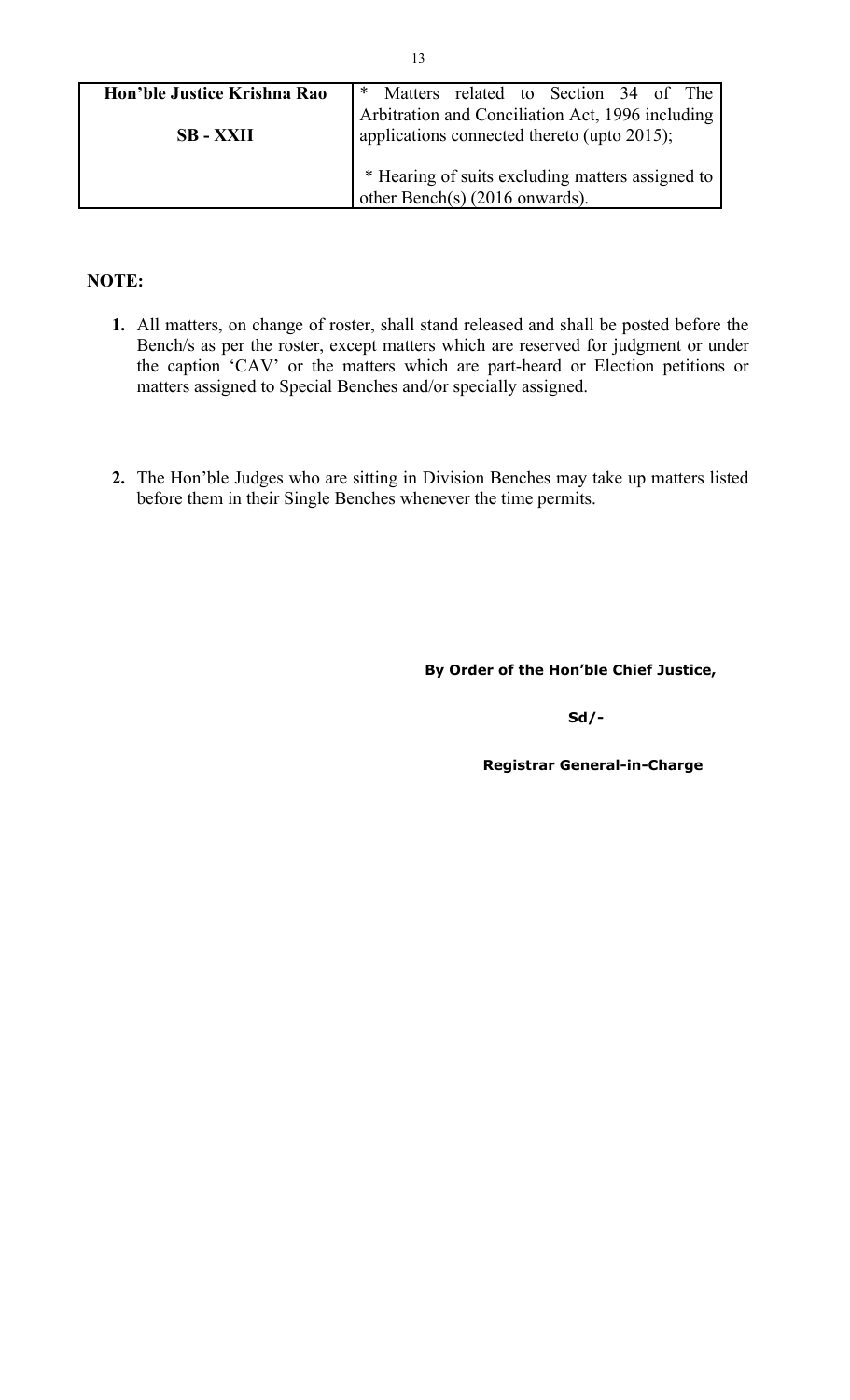| | |
|---|---|
| **Hon'ble Justice Krishna Rao**<br><br>**SB - XXII** | * Matters related to Section 34 of The Arbitration and Conciliation Act, 1996 including applications connected thereto (upto 2015);<br><br>* Hearing of suits excluding matters assigned to other Bench(s) (2016 onwards). |

**NOTE:**

1. All matters, on change of roster, shall stand released and shall be posted before the Bench/s as per the roster, except matters which are reserved for judgment or under the caption 'CAV' or the matters which are part-heard or Election petitions or matters assigned to Special Benches and/or specially assigned.

2. The Hon'ble Judges who are sitting in Division Benches may take up matters listed before them in their Single Benches whenever the time permits.

**By Order of the Hon'ble Chief Justice,**

**Sd/-**

**Registrar General-in-Charge**